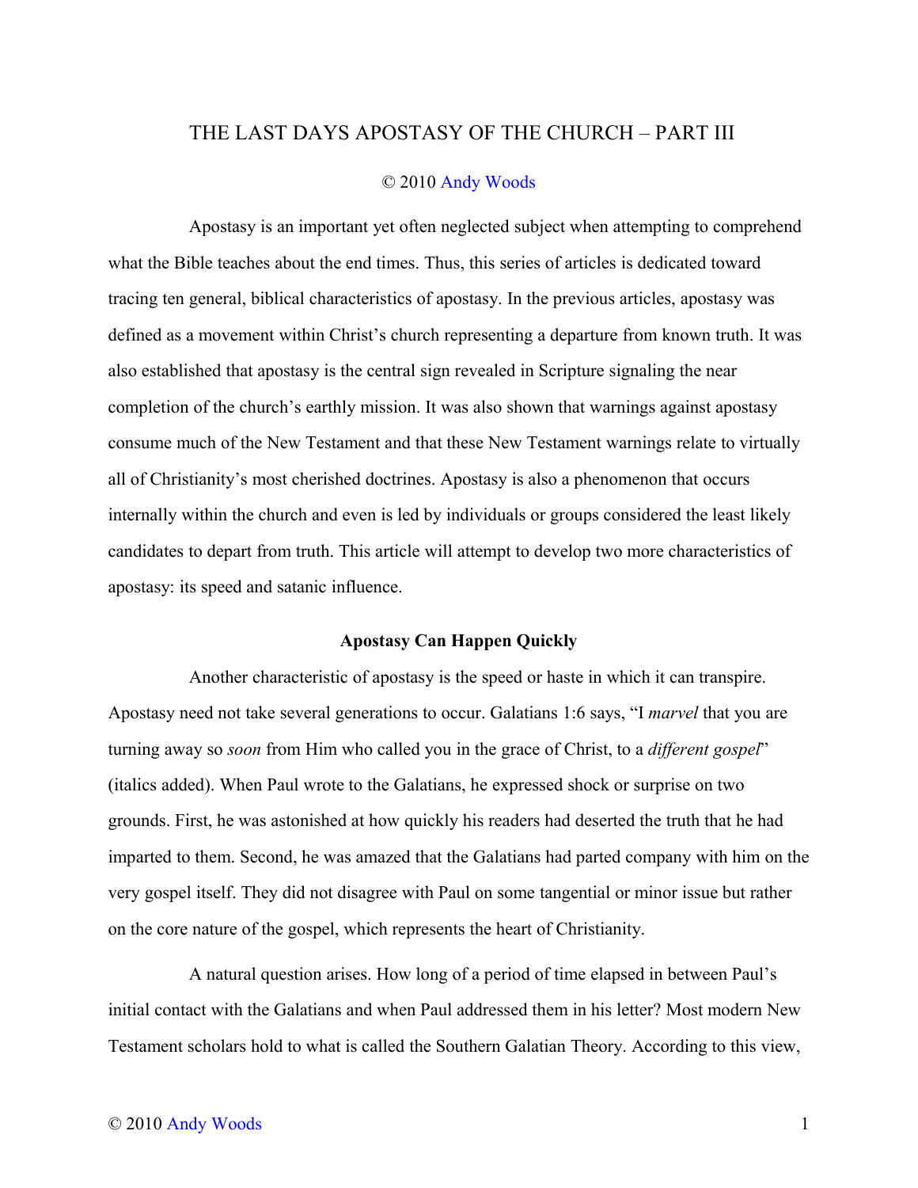# THE LAST DAYS APOSTASY OF THE CHURCH – PART III

© 2010 Andy Woods

Apostasy is an important yet often neglected subject when attempting to comprehend what the Bible teaches about the end times. Thus, this series of articles is dedicated toward tracing ten general, biblical characteristics of apostasy. In the previous articles, apostasy was defined as a movement within Christ's church representing a departure from known truth. It was also established that apostasy is the central sign revealed in Scripture signaling the near completion of the church's earthly mission. It was also shown that warnings against apostasy consume much of the New Testament and that these New Testament warnings relate to virtually all of Christianity's most cherished doctrines. Apostasy is also a phenomenon that occurs internally within the church and even is led by individuals or groups considered the least likely candidates to depart from truth. This article will attempt to develop two more characteristics of apostasy: its speed and satanic influence.

**Apostasy Can Happen Quickly**

Another characteristic of apostasy is the speed or haste in which it can transpire. Apostasy need not take several generations to occur. Galatians 1:6 says, "I *marvel* that you are turning away so *soon* from Him who called you in the grace of Christ, to a *different gospel*" (italics added). When Paul wrote to the Galatians, he expressed shock or surprise on two grounds. First, he was astonished at how quickly his readers had deserted the truth that he had imparted to them. Second, he was amazed that the Galatians had parted company with him on the very gospel itself. They did not disagree with Paul on some tangential or minor issue but rather on the core nature of the gospel, which represents the heart of Christianity.

A natural question arises. How long of a period of time elapsed in between Paul's initial contact with the Galatians and when Paul addressed them in his letter? Most modern New Testament scholars hold to what is called the Southern Galatian Theory. According to this view,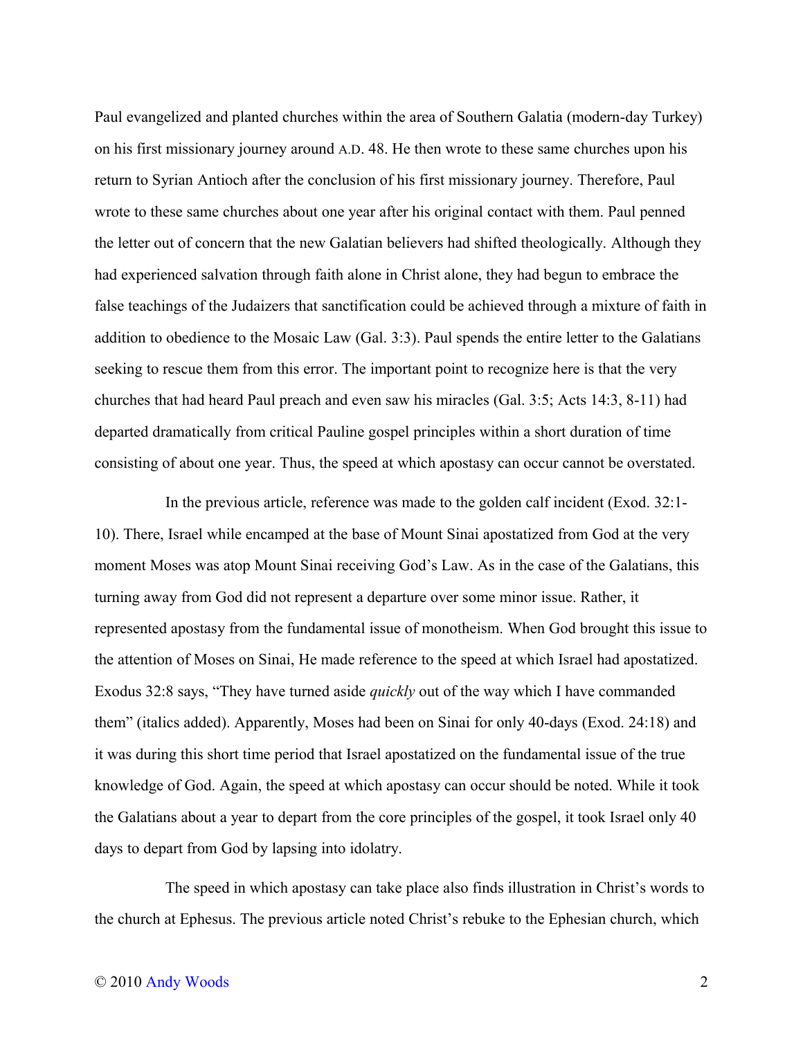Paul evangelized and planted churches within the area of Southern Galatia (modern-day Turkey) on his first missionary journey around A.D. 48. He then wrote to these same churches upon his return to Syrian Antioch after the conclusion of his first missionary journey. Therefore, Paul wrote to these same churches about one year after his original contact with them. Paul penned the letter out of concern that the new Galatian believers had shifted theologically. Although they had experienced salvation through faith alone in Christ alone, they had begun to embrace the false teachings of the Judaizers that sanctification could be achieved through a mixture of faith in addition to obedience to the Mosaic Law (Gal. 3:3). Paul spends the entire letter to the Galatians seeking to rescue them from this error. The important point to recognize here is that the very churches that had heard Paul preach and even saw his miracles (Gal. 3:5; Acts 14:3, 8-11) had departed dramatically from critical Pauline gospel principles within a short duration of time consisting of about one year. Thus, the speed at which apostasy can occur cannot be overstated.

In the previous article, reference was made to the golden calf incident (Exod. 32:1-10). There, Israel while encamped at the base of Mount Sinai apostatized from God at the very moment Moses was atop Mount Sinai receiving God's Law. As in the case of the Galatians, this turning away from God did not represent a departure over some minor issue. Rather, it represented apostasy from the fundamental issue of monotheism. When God brought this issue to the attention of Moses on Sinai, He made reference to the speed at which Israel had apostatized. Exodus 32:8 says, "They have turned aside *quickly* out of the way which I have commanded them" (italics added). Apparently, Moses had been on Sinai for only 40-days (Exod. 24:18) and it was during this short time period that Israel apostatized on the fundamental issue of the true knowledge of God. Again, the speed at which apostasy can occur should be noted. While it took the Galatians about a year to depart from the core principles of the gospel, it took Israel only 40 days to depart from God by lapsing into idolatry.

The speed in which apostasy can take place also finds illustration in Christ's words to the church at Ephesus. The previous article noted Christ's rebuke to the Ephesian church, which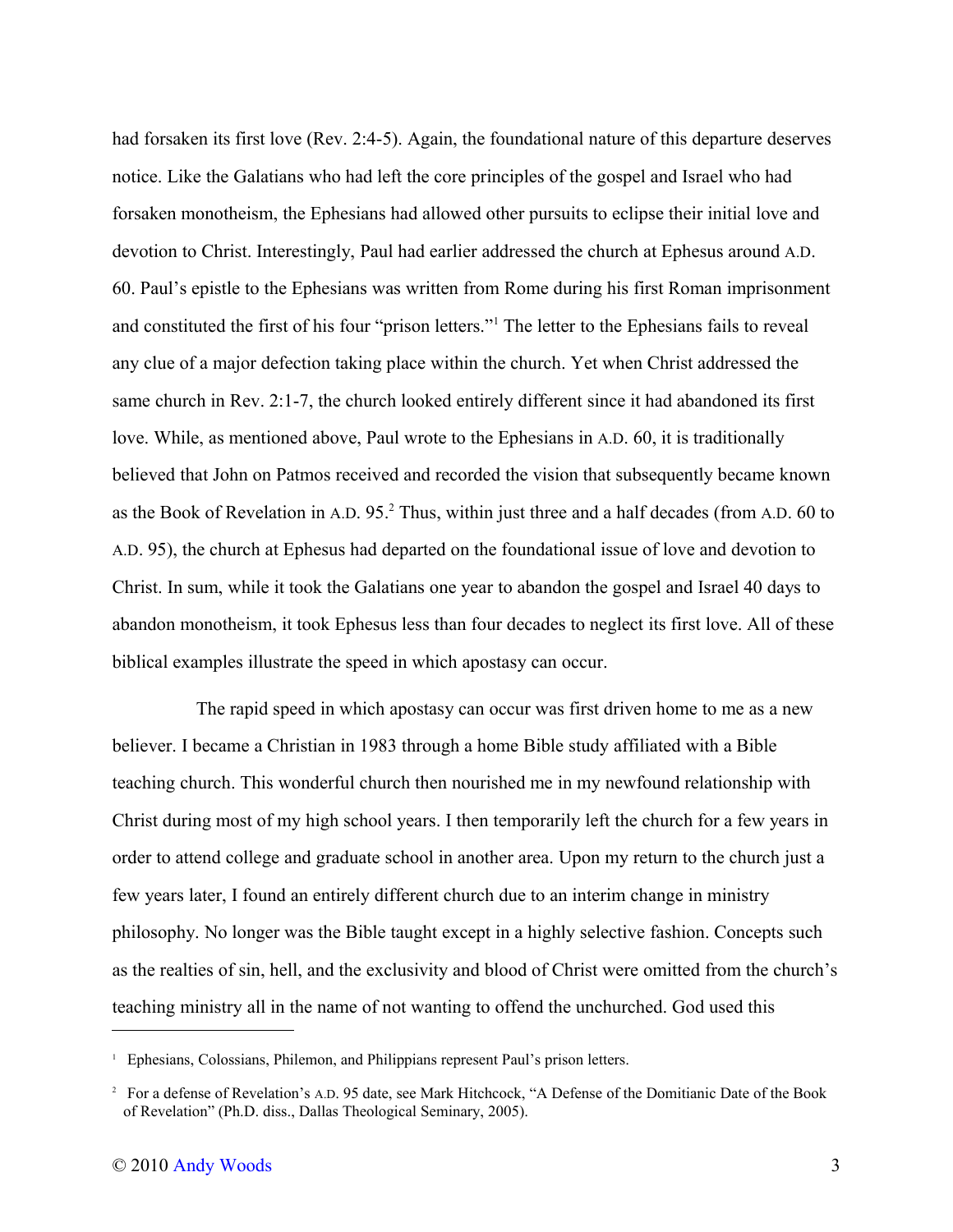had forsaken its first love (Rev. 2:4-5). Again, the foundational nature of this departure deserves notice. Like the Galatians who had left the core principles of the gospel and Israel who had forsaken monotheism, the Ephesians had allowed other pursuits to eclipse their initial love and devotion to Christ. Interestingly, Paul had earlier addressed the church at Ephesus around A.D. 60. Paul's epistle to the Ephesians was written from Rome during his first Roman imprisonment and constituted the first of his four "prison letters."[1] The letter to the Ephesians fails to reveal any clue of a major defection taking place within the church. Yet when Christ addressed the same church in Rev. 2:1-7, the church looked entirely different since it had abandoned its first love. While, as mentioned above, Paul wrote to the Ephesians in A.D. 60, it is traditionally believed that John on Patmos received and recorded the vision that subsequently became known as the Book of Revelation in A.D. 95.[2] Thus, within just three and a half decades (from A.D. 60 to A.D. 95), the church at Ephesus had departed on the foundational issue of love and devotion to Christ. In sum, while it took the Galatians one year to abandon the gospel and Israel 40 days to abandon monotheism, it took Ephesus less than four decades to neglect its first love. All of these biblical examples illustrate the speed in which apostasy can occur.

The rapid speed in which apostasy can occur was first driven home to me as a new believer. I became a Christian in 1983 through a home Bible study affiliated with a Bible teaching church. This wonderful church then nourished me in my newfound relationship with Christ during most of my high school years. I then temporarily left the church for a few years in order to attend college and graduate school in another area. Upon my return to the church just a few years later, I found an entirely different church due to an interim change in ministry philosophy. No longer was the Bible taught except in a highly selective fashion. Concepts such as the realties of sin, hell, and the exclusivity and blood of Christ were omitted from the church's teaching ministry all in the name of not wanting to offend the unchurched. God used this

---

[1] Ephesians, Colossians, Philemon, and Philippians represent Paul's prison letters.

[2] For a defense of Revelation's A.D. 95 date, see Mark Hitchcock, "A Defense of the Domitianic Date of the Book of Revelation" (Ph.D. diss., Dallas Theological Seminary, 2005).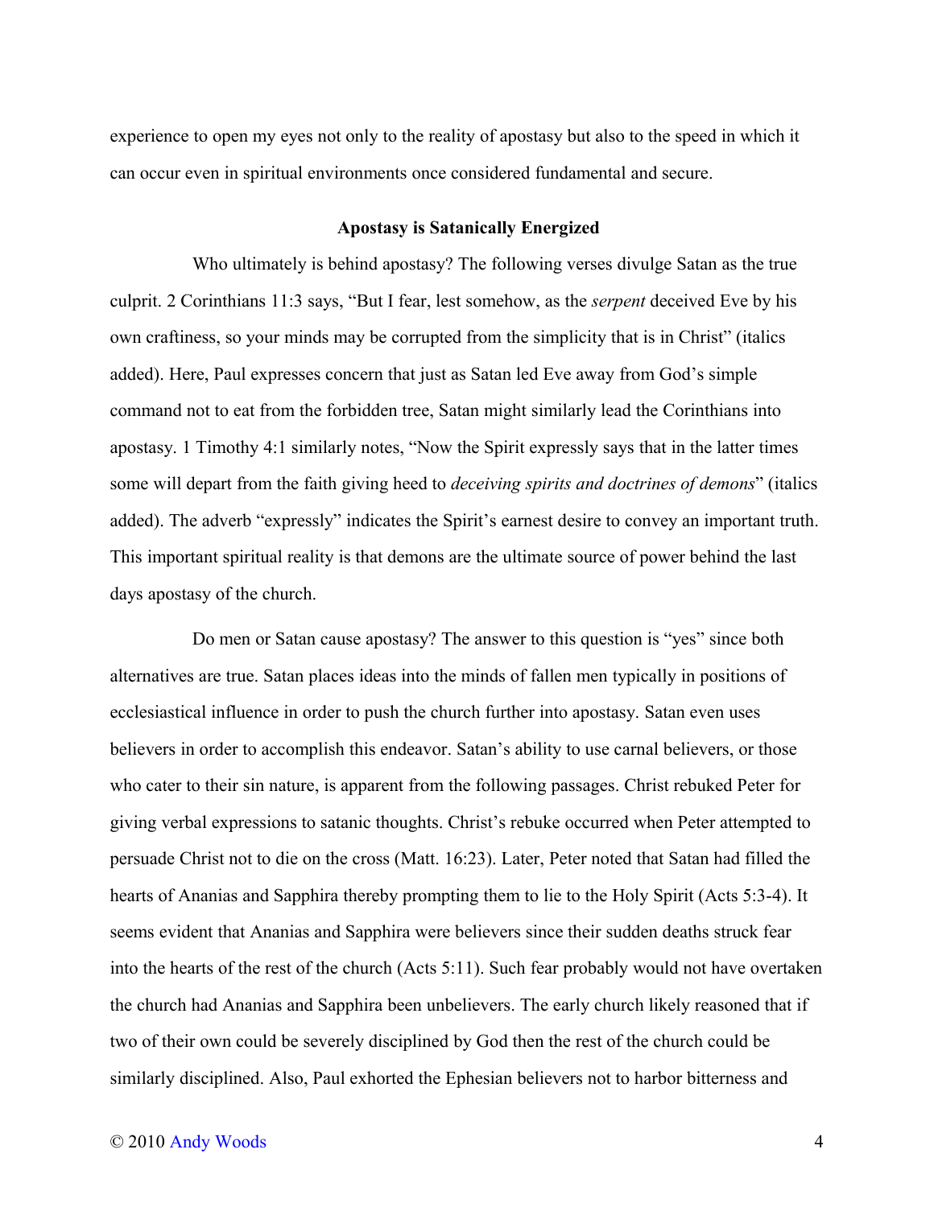experience to open my eyes not only to the reality of apostasy but also to the speed in which it can occur even in spiritual environments once considered fundamental and secure.

**Apostasy is Satanically Energized**

Who ultimately is behind apostasy? The following verses divulge Satan as the true culprit. 2 Corinthians 11:3 says, "But I fear, lest somehow, as the *serpent* deceived Eve by his own craftiness, so your minds may be corrupted from the simplicity that is in Christ" (italics added). Here, Paul expresses concern that just as Satan led Eve away from God's simple command not to eat from the forbidden tree, Satan might similarly lead the Corinthians into apostasy. 1 Timothy 4:1 similarly notes, "Now the Spirit expressly says that in the latter times some will depart from the faith giving heed to *deceiving spirits and doctrines of demons*" (italics added). The adverb "expressly" indicates the Spirit's earnest desire to convey an important truth. This important spiritual reality is that demons are the ultimate source of power behind the last days apostasy of the church.

Do men or Satan cause apostasy? The answer to this question is "yes" since both alternatives are true. Satan places ideas into the minds of fallen men typically in positions of ecclesiastical influence in order to push the church further into apostasy. Satan even uses believers in order to accomplish this endeavor. Satan's ability to use carnal believers, or those who cater to their sin nature, is apparent from the following passages. Christ rebuked Peter for giving verbal expressions to satanic thoughts. Christ's rebuke occurred when Peter attempted to persuade Christ not to die on the cross (Matt. 16:23). Later, Peter noted that Satan had filled the hearts of Ananias and Sapphira thereby prompting them to lie to the Holy Spirit (Acts 5:3-4). It seems evident that Ananias and Sapphira were believers since their sudden deaths struck fear into the hearts of the rest of the church (Acts 5:11). Such fear probably would not have overtaken the church had Ananias and Sapphira been unbelievers. The early church likely reasoned that if two of their own could be severely disciplined by God then the rest of the church could be similarly disciplined. Also, Paul exhorted the Ephesian believers not to harbor bitterness and

© 2010 Andy Woods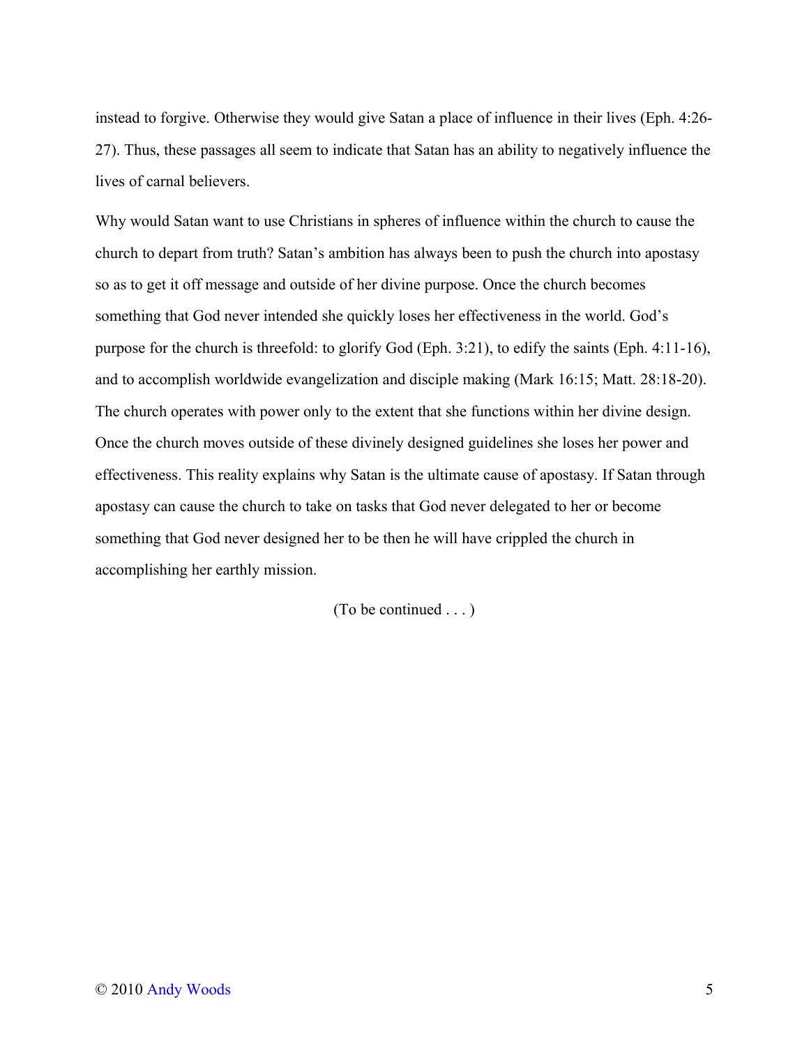instead to forgive. Otherwise they would give Satan a place of influence in their lives (Eph. 4:26-27). Thus, these passages all seem to indicate that Satan has an ability to negatively influence the lives of carnal believers.

Why would Satan want to use Christians in spheres of influence within the church to cause the church to depart from truth? Satan's ambition has always been to push the church into apostasy so as to get it off message and outside of her divine purpose. Once the church becomes something that God never intended she quickly loses her effectiveness in the world. God's purpose for the church is threefold: to glorify God (Eph. 3:21), to edify the saints (Eph. 4:11-16), and to accomplish worldwide evangelization and disciple making (Mark 16:15; Matt. 28:18-20). The church operates with power only to the extent that she functions within her divine design. Once the church moves outside of these divinely designed guidelines she loses her power and effectiveness. This reality explains why Satan is the ultimate cause of apostasy. If Satan through apostasy can cause the church to take on tasks that God never delegated to her or become something that God never designed her to be then he will have crippled the church in accomplishing her earthly mission.

(To be continued . . . )

© 2010 Andy Woods